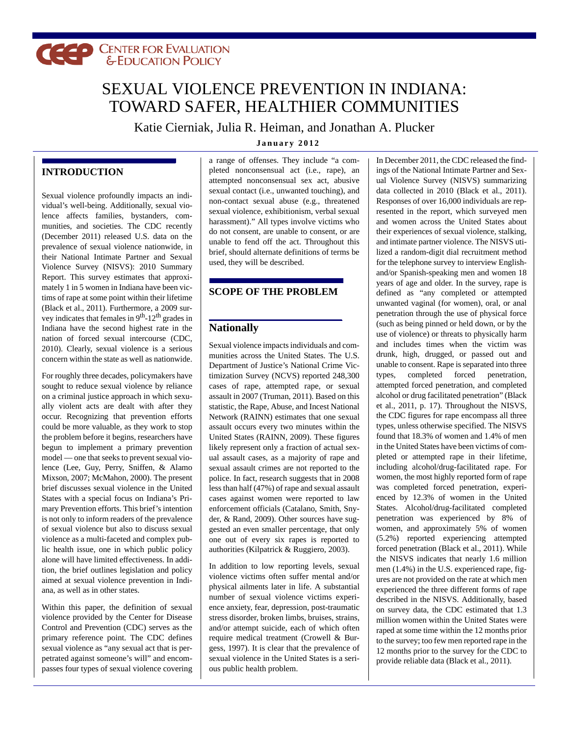CEEP Center for Evaluation & Education Policy

# SEXUAL VIOLENCE PREVENTION IN INDIANA: TOWARD SAFER, HEALTHIER COMMUNITIES

Katie Cierniak, Julia R. Heiman, and Jonathan A. Plucker

**January 2012**

## INTRODUCTION

Sexual violence profoundly impacts an individual's well-being. Additionally, sexual violence affects families, bystanders, communities, and societies. The CDC recently (December 2011) released U.S. data on the prevalence of sexual violence nationwide, in their National Intimate Partner and Sexual Violence Survey (NISVS): 2010 Summary Report. This survey estimates that approximately 1 in 5 women in Indiana have been victims of rape at some point within their lifetime (Black et al., 2011). Furthermore, a 2009 survey indicates that females in 9th-12th grades in Indiana have the second highest rate in the nation of forced sexual intercourse (CDC, 2010). Clearly, sexual violence is a serious concern within the state as well as nationwide.

For roughly three decades, policymakers have sought to reduce sexual violence by reliance on a criminal justice approach in which sexually violent acts are dealt with after they occur. Recognizing that prevention efforts could be more valuable, as they work to stop the problem before it begins, researchers have begun to implement a primary prevention model — one that seeks to prevent sexual violence (Lee, Guy, Perry, Sniffen, & Alamo Mixson, 2007; McMahon, 2000). The present brief discusses sexual violence in the United States with a special focus on Indiana's Primary Prevention efforts. This brief's intention is not only to inform readers of the prevalence of sexual violence but also to discuss sexual violence as a multi-faceted and complex public health issue, one in which public policy alone will have limited effectiveness. In addition, the brief outlines legislation and policy aimed at sexual violence prevention in Indiana, as well as in other states.

Within this paper, the definition of sexual violence provided by the Center for Disease Control and Prevention (CDC) serves as the primary reference point. The CDC defines sexual violence as "any sexual act that is perpetrated against someone's will" and encompasses four types of sexual violence covering a range of offenses. They include "a completed nonconsensual act (i.e., rape), an attempted nonconsensual sex act, abusive sexual contact (i.e., unwanted touching), and non-contact sexual abuse (e.g., threatened sexual violence, exhibitionism, verbal sexual harassment)." All types involve victims who do not consent, are unable to consent, or are unable to fend off the act. Throughout this brief, should alternate definitions of terms be used, they will be described.

## SCOPE OF THE PROBLEM

### Nationally

Sexual violence impacts individuals and communities across the United States. The U.S. Department of Justice's National Crime Victimization Survey (NCVS) reported 248,300 cases of rape, attempted rape, or sexual assault in 2007 (Truman, 2011). Based on this statistic, the Rape, Abuse, and Incest National Network (RAINN) estimates that one sexual assault occurs every two minutes within the United States (RAINN, 2009). These figures likely represent only a fraction of actual sexual assault cases, as a majority of rape and sexual assault crimes are not reported to the police. In fact, research suggests that in 2008 less than half (47%) of rape and sexual assault cases against women were reported to law enforcement officials (Catalano, Smith, Snyder, & Rand, 2009). Other sources have suggested an even smaller percentage, that only one out of every six rapes is reported to authorities (Kilpatrick & Ruggiero, 2003).

In addition to low reporting levels, sexual violence victims often suffer mental and/or physical ailments later in life. A substantial number of sexual violence victims experience anxiety, fear, depression, post-traumatic stress disorder, broken limbs, bruises, strains, and/or attempt suicide, each of which often require medical treatment (Crowell & Burgess, 1997). It is clear that the prevalence of sexual violence in the United States is a serious public health problem.

In December 2011, the CDC released the findings of the National Intimate Partner and Sexual Violence Survey (NISVS) summarizing data collected in 2010 (Black et al., 2011). Responses of over 16,000 individuals are represented in the report, which surveyed men and women across the United States about their experiences of sexual violence, stalking, and intimate partner violence. The NISVS utilized a random-digit dial recruitment method for the telephone survey to interview English- and/or Spanish-speaking men and women 18 years of age and older. In the survey, rape is defined as "any completed or attempted unwanted vaginal (for women), oral, or anal penetration through the use of physical force (such as being pinned or held down, or by the use of violence) or threats to physically harm and includes times when the victim was drunk, high, drugged, or passed out and unable to consent. Rape is separated into three types, completed forced penetration, attempted forced penetration, and completed alcohol or drug facilitated penetration" (Black et al., 2011, p. 17). Throughout the NISVS, the CDC figures for rape encompass all three types, unless otherwise specified. The NISVS found that 18.3% of women and 1.4% of men in the United States have been victims of completed or attempted rape in their lifetime, including alcohol/drug-facilitated rape. For women, the most highly reported form of rape was completed forced penetration, experienced by 12.3% of women in the United States. Alcohol/drug-facilitated completed penetration was experienced by 8% of women, and approximately 5% of women (5.2%) reported experiencing attempted forced penetration (Black et al., 2011). While the NISVS indicates that nearly 1.6 million men (1.4%) in the U.S. experienced rape, figures are not provided on the rate at which men experienced the three different forms of rape described in the NISVS. Additionally, based on survey data, the CDC estimated that 1.3 million women within the United States were raped at some time within the 12 months prior to the survey; too few men reported rape in the 12 months prior to the survey for the CDC to provide reliable data (Black et al., 2011).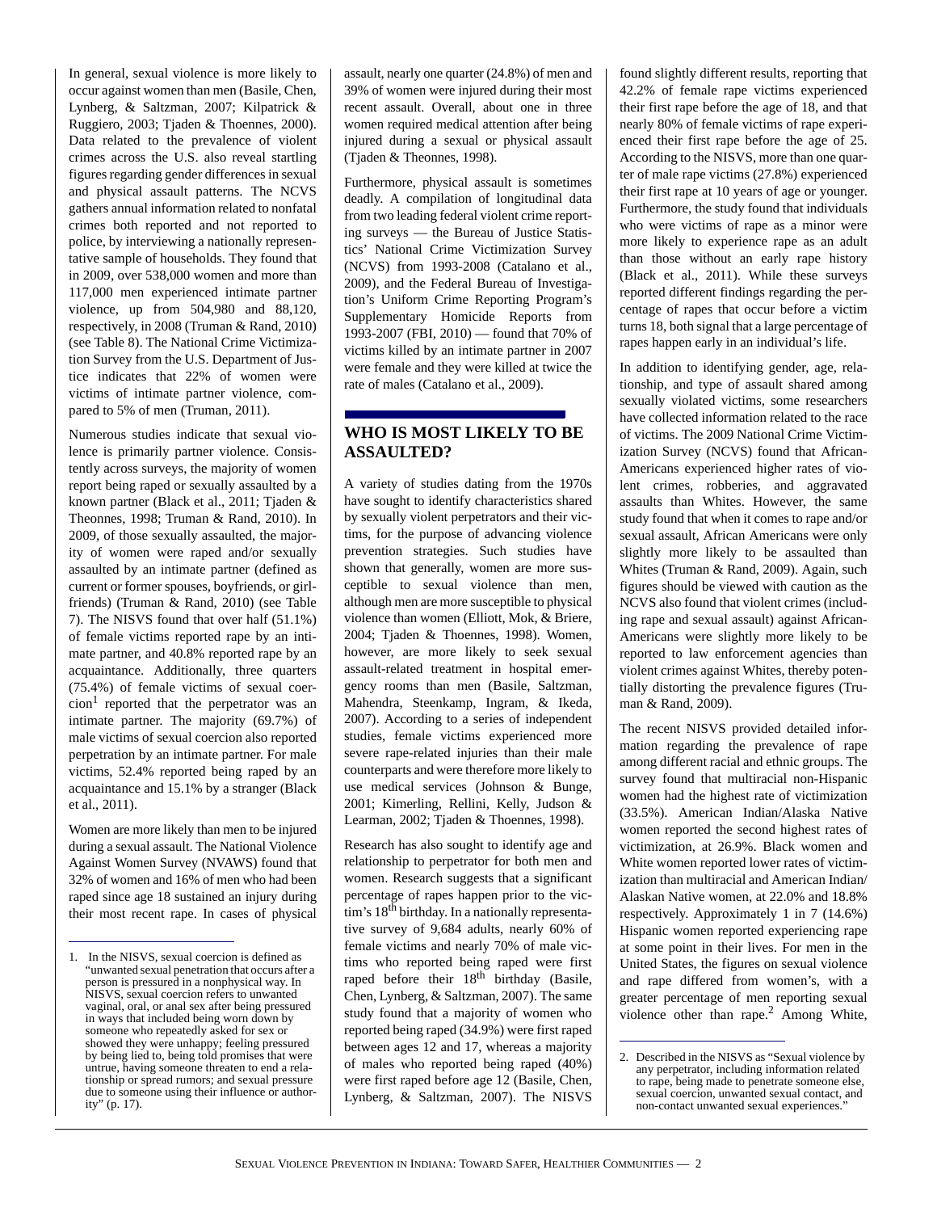In general, sexual violence is more likely to occur against women than men (Basile, Chen, Lynberg, & Saltzman, 2007; Kilpatrick & Ruggiero, 2003; Tjaden & Thoennes, 2000). Data related to the prevalence of violent crimes across the U.S. also reveal startling figures regarding gender differences in sexual and physical assault patterns. The NCVS gathers annual information related to nonfatal crimes both reported and not reported to police, by interviewing a nationally representative sample of households. They found that in 2009, over 538,000 women and more than 117,000 men experienced intimate partner violence, up from 504,980 and 88,120, respectively, in 2008 (Truman & Rand, 2010) (see Table 8). The National Crime Victimization Survey from the U.S. Department of Justice indicates that 22% of women were victims of intimate partner violence, compared to 5% of men (Truman, 2011).

Numerous studies indicate that sexual violence is primarily partner violence. Consistently across surveys, the majority of women report being raped or sexually assaulted by a known partner (Black et al., 2011; Tjaden & Theonnes, 1998; Truman & Rand, 2010). In 2009, of those sexually assaulted, the majority of women were raped and/or sexually assaulted by an intimate partner (defined as current or former spouses, boyfriends, or girlfriends) (Truman & Rand, 2010) (see Table 7). The NISVS found that over half (51.1%) of female victims reported rape by an intimate partner, and 40.8% reported rape by an acquaintance. Additionally, three quarters (75.4%) of female victims of sexual coercion[1] reported that the perpetrator was an intimate partner. The majority (69.7%) of male victims of sexual coercion also reported perpetration by an intimate partner. For male victims, 52.4% reported being raped by an acquaintance and 15.1% by a stranger (Black et al., 2011).

Women are more likely than men to be injured during a sexual assault. The National Violence Against Women Survey (NVAWS) found that 32% of women and 16% of men who had been raped since age 18 sustained an injury during their most recent rape. In cases of physical assault, nearly one quarter (24.8%) of men and 39% of women were injured during their most recent assault. Overall, about one in three women required medical attention after being injured during a sexual or physical assault (Tjaden & Theonnes, 1998).

Furthermore, physical assault is sometimes deadly. A compilation of longitudinal data from two leading federal violent crime reporting surveys — the Bureau of Justice Statistics' National Crime Victimization Survey (NCVS) from 1993-2008 (Catalano et al., 2009), and the Federal Bureau of Investigation's Uniform Crime Reporting Program's Supplementary Homicide Reports from 1993-2007 (FBI, 2010) — found that 70% of victims killed by an intimate partner in 2007 were female and they were killed at twice the rate of males (Catalano et al., 2009).

## WHO IS MOST LIKELY TO BE ASSAULTED?

A variety of studies dating from the 1970s have sought to identify characteristics shared by sexually violent perpetrators and their victims, for the purpose of advancing violence prevention strategies. Such studies have shown that generally, women are more susceptible to sexual violence than men, although men are more susceptible to physical violence than women (Elliott, Mok, & Briere, 2004; Tjaden & Thoennes, 1998). Women, however, are more likely to seek sexual assault-related treatment in hospital emergency rooms than men (Basile, Saltzman, Mahendra, Steenkamp, Ingram, & Ikeda, 2007). According to a series of independent studies, female victims experienced more severe rape-related injuries than their male counterparts and were therefore more likely to use medical services (Johnson & Bunge, 2001; Kimerling, Rellini, Kelly, Judson & Learman, 2002; Tjaden & Thoennes, 1998).

Research has also sought to identify age and relationship to perpetrator for both men and women. Research suggests that a significant percentage of rapes happen prior to the victim's 18th birthday. In a nationally representative survey of 9,684 adults, nearly 60% of female victims and nearly 70% of male victims who reported being raped were first raped before their 18th birthday (Basile, Chen, Lynberg, & Saltzman, 2007). The same study found that a majority of women who reported being raped (34.9%) were first raped between ages 12 and 17, whereas a majority of males who reported being raped (40%) were first raped before age 12 (Basile, Chen, Lynberg, & Saltzman, 2007). The NISVS found slightly different results, reporting that 42.2% of female rape victims experienced their first rape before the age of 18, and that nearly 80% of female victims of rape experienced their first rape before the age of 25. According to the NISVS, more than one quarter of male rape victims (27.8%) experienced their first rape at 10 years of age or younger. Furthermore, the study found that individuals who were victims of rape as a minor were more likely to experience rape as an adult than those without an early rape history (Black et al., 2011). While these surveys reported different findings regarding the percentage of rapes that occur before a victim turns 18, both signal that a large percentage of rapes happen early in an individual's life.

In addition to identifying gender, age, relationship, and type of assault shared among sexually violated victims, some researchers have collected information related to the race of victims. The 2009 National Crime Victimization Survey (NCVS) found that African-Americans experienced higher rates of violent crimes, robberies, and aggravated assaults than Whites. However, the same study found that when it comes to rape and/or sexual assault, African Americans were only slightly more likely to be assaulted than Whites (Truman & Rand, 2009). Again, such figures should be viewed with caution as the NCVS also found that violent crimes (including rape and sexual assault) against African-Americans were slightly more likely to be reported to law enforcement agencies than violent crimes against Whites, thereby potentially distorting the prevalence figures (Truman & Rand, 2009).

The recent NISVS provided detailed information regarding the prevalence of rape among different racial and ethnic groups. The survey found that multiracial non-Hispanic women had the highest rate of victimization (33.5%). American Indian/Alaska Native women reported the second highest rates of victimization, at 26.9%. Black women and White women reported lower rates of victimization than multiracial and American Indian/Alaskan Native women, at 22.0% and 18.8% respectively. Approximately 1 in 7 (14.6%) Hispanic women reported experiencing rape at some point in their lives. For men in the United States, the figures on sexual violence and rape differed from women's, with a greater percentage of men reporting sexual violence other than rape.[2] Among White,

---

1. In the NISVS, sexual coercion is defined as "unwanted sexual penetration that occurs after a person is pressured in a nonphysical way. In NISVS, sexual coercion refers to unwanted vaginal, oral, or anal sex after being pressured in ways that included being worn down by someone who repeatedly asked for sex or showed they were unhappy; feeling pressured by being lied to, being told promises that were untrue, having someone threaten to end a relationship or spread rumors; and sexual pressure due to someone using their influence or authority" (p. 17).

2. Described in the NISVS as "Sexual violence by any perpetrator, including information related to rape, being made to penetrate someone else, sexual coercion, unwanted sexual contact, and non-contact unwanted sexual experiences."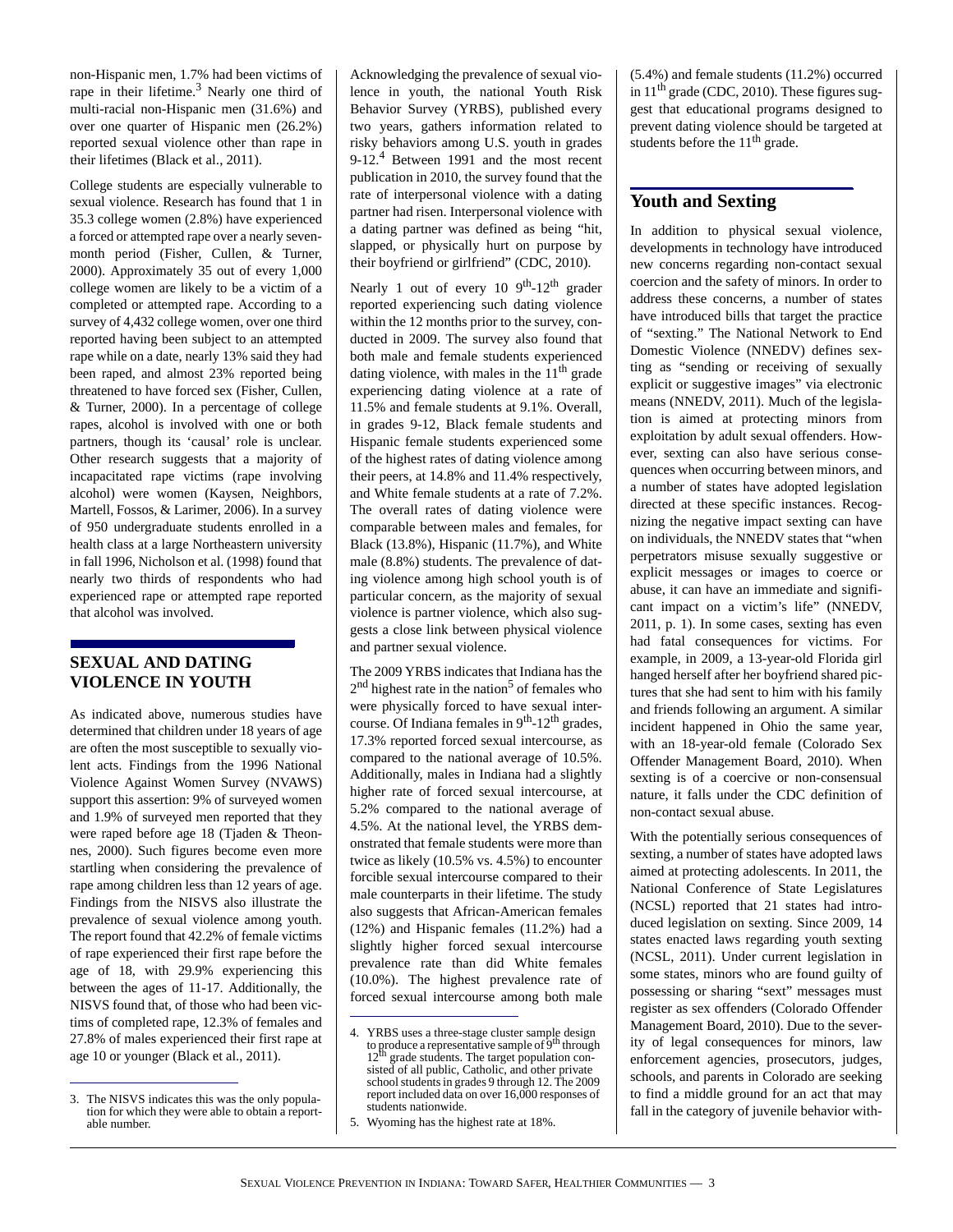non-Hispanic men, 1.7% had been victims of rape in their lifetime.[3] Nearly one third of multi-racial non-Hispanic men (31.6%) and over one quarter of Hispanic men (26.2%) reported sexual violence other than rape in their lifetimes (Black et al., 2011).

College students are especially vulnerable to sexual violence. Research has found that 1 in 35.3 college women (2.8%) have experienced a forced or attempted rape over a nearly seven-month period (Fisher, Cullen, & Turner, 2000). Approximately 35 out of every 1,000 college women are likely to be a victim of a completed or attempted rape. According to a survey of 4,432 college women, over one third reported having been subject to an attempted rape while on a date, nearly 13% said they had been raped, and almost 23% reported being threatened to have forced sex (Fisher, Cullen, & Turner, 2000). In a percentage of college rapes, alcohol is involved with one or both partners, though its 'causal' role is unclear. Other research suggests that a majority of incapacitated rape victims (rape involving alcohol) were women (Kaysen, Neighbors, Martell, Fossos, & Larimer, 2006). In a survey of 950 undergraduate students enrolled in a health class at a large Northeastern university in fall 1996, Nicholson et al. (1998) found that nearly two thirds of respondents who had experienced rape or attempted rape reported that alcohol was involved.

## SEXUAL AND DATING VIOLENCE IN YOUTH

As indicated above, numerous studies have determined that children under 18 years of age are often the most susceptible to sexually violent acts. Findings from the 1996 National Violence Against Women Survey (NVAWS) support this assertion: 9% of surveyed women and 1.9% of surveyed men reported that they were raped before age 18 (Tjaden & Theonnes, 2000). Such figures become even more startling when considering the prevalence of rape among children less than 12 years of age. Findings from the NISVS also illustrate the prevalence of sexual violence among youth. The report found that 42.2% of female victims of rape experienced their first rape before the age of 18, with 29.9% experiencing this between the ages of 11-17. Additionally, the NISVS found that, of those who had been victims of completed rape, 12.3% of females and 27.8% of males experienced their first rape at age 10 or younger (Black et al., 2011).

Acknowledging the prevalence of sexual violence in youth, the national Youth Risk Behavior Survey (YRBS), published every two years, gathers information related to risky behaviors among U.S. youth in grades 9-12.[4] Between 1991 and the most recent publication in 2010, the survey found that the rate of interpersonal violence with a dating partner had risen. Interpersonal violence with a dating partner was defined as being "hit, slapped, or physically hurt on purpose by their boyfriend or girlfriend" (CDC, 2010).

Nearly 1 out of every 10 9th-12th grader reported experiencing such dating violence within the 12 months prior to the survey, conducted in 2009. The survey also found that both male and female students experienced dating violence, with males in the 11th grade experiencing dating violence at a rate of 11.5% and female students at 9.1%. Overall, in grades 9-12, Black female students and Hispanic female students experienced some of the highest rates of dating violence among their peers, at 14.8% and 11.4% respectively, and White female students at a rate of 7.2%. The overall rates of dating violence were comparable between males and females, for Black (13.8%), Hispanic (11.7%), and White male (8.8%) students. The prevalence of dating violence among high school youth is of particular concern, as the majority of sexual violence is partner violence, which also suggests a close link between physical violence and partner sexual violence.

The 2009 YRBS indicates that Indiana has the 2nd highest rate in the nation[5] of females who were physically forced to have sexual intercourse. Of Indiana females in 9th-12th grades, 17.3% reported forced sexual intercourse, as compared to the national average of 10.5%. Additionally, males in Indiana had a slightly higher rate of forced sexual intercourse, at 5.2% compared to the national average of 4.5%. At the national level, the YRBS demonstrated that female students were more than twice as likely (10.5% vs. 4.5%) to encounter forcible sexual intercourse compared to their male counterparts in their lifetime. The study also suggests that African-American females (12%) and Hispanic females (11.2%) had a slightly higher forced sexual intercourse prevalence rate than did White females (10.0%). The highest prevalence rate of forced sexual intercourse among both male (5.4%) and female students (11.2%) occurred in 11th grade (CDC, 2010). These figures suggest that educational programs designed to prevent dating violence should be targeted at students before the 11th grade.

## Youth and Sexting

In addition to physical sexual violence, developments in technology have introduced new concerns regarding non-contact sexual coercion and the safety of minors. In order to address these concerns, a number of states have introduced bills that target the practice of "sexting." The National Network to End Domestic Violence (NNEDV) defines sexting as "sending or receiving of sexually explicit or suggestive images" via electronic means (NNEDV, 2011). Much of the legislation is aimed at protecting minors from exploitation by adult sexual offenders. However, sexting can also have serious consequences when occurring between minors, and a number of states have adopted legislation directed at these specific instances. Recognizing the negative impact sexting can have on individuals, the NNEDV states that "when perpetrators misuse sexually suggestive or explicit messages or images to coerce or abuse, it can have an immediate and significant impact on a victim's life" (NNEDV, 2011, p. 1). In some cases, sexting has even had fatal consequences for victims. For example, in 2009, a 13-year-old Florida girl hanged herself after her boyfriend shared pictures that she had sent to him with his family and friends following an argument. A similar incident happened in Ohio the same year, with an 18-year-old female (Colorado Sex Offender Management Board, 2010). When sexting is of a coercive or non-consensual nature, it falls under the CDC definition of non-contact sexual abuse.

With the potentially serious consequences of sexting, a number of states have adopted laws aimed at protecting adolescents. In 2011, the National Conference of State Legislatures (NCSL) reported that 21 states had introduced legislation on sexting. Since 2009, 14 states enacted laws regarding youth sexting (NCSL, 2011). Under current legislation in some states, minors who are found guilty of possessing or sharing "sext" messages must register as sex offenders (Colorado Offender Management Board, 2010). Due to the severity of legal consequences for minors, law enforcement agencies, prosecutors, judges, schools, and parents in Colorado are seeking to find a middle ground for an act that may fall in the category of juvenile behavior with-

---

3. The NISVS indicates this was the only population for which they were able to obtain a reportable number.

4. YRBS uses a three-stage cluster sample design to produce a representative sample of 9th through 12th grade students. The target population consisted of all public, Catholic, and other private school students in grades 9 through 12. The 2009 report included data on over 16,000 responses of students nationwide.

5. Wyoming has the highest rate at 18%.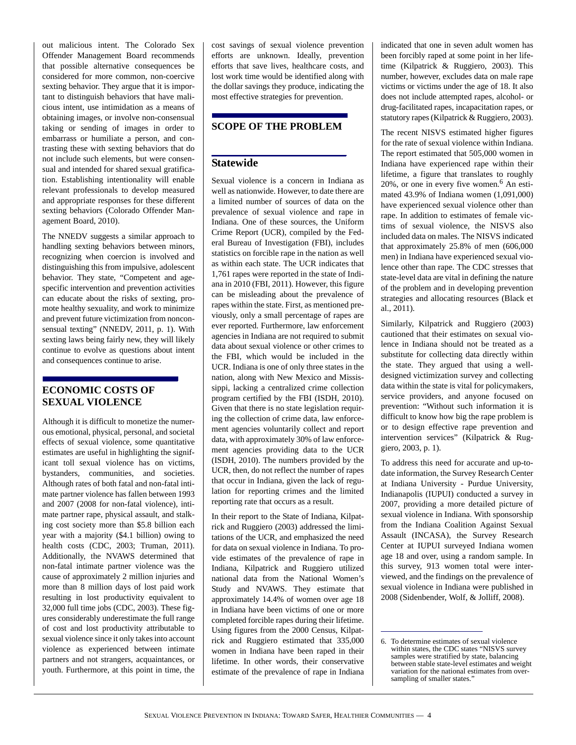out malicious intent. The Colorado Sex Offender Management Board recommends that possible alternative consequences be considered for more common, non-coercive sexting behavior. They argue that it is important to distinguish behaviors that have malicious intent, use intimidation as a means of obtaining images, or involve non-consensual taking or sending of images in order to embarrass or humiliate a person, and contrasting these with sexting behaviors that do not include such elements, but were consensual and intended for shared sexual gratification. Establishing intentionality will enable relevant professionals to develop measured and appropriate responses for these different sexting behaviors (Colorado Offender Management Board, 2010).

The NNEDV suggests a similar approach to handling sexting behaviors between minors, recognizing when coercion is involved and distinguishing this from impulsive, adolescent behavior. They state, "Competent and age-specific intervention and prevention activities can educate about the risks of sexting, promote healthy sexuality, and work to minimize and prevent future victimization from nonconsensual texting" (NNEDV, 2011, p. 1). With sexting laws being fairly new, they will likely continue to evolve as questions about intent and consequences continue to arise.

## ECONOMIC COSTS OF SEXUAL VIOLENCE

Although it is difficult to monetize the numerous emotional, physical, personal, and societal effects of sexual violence, some quantitative estimates are useful in highlighting the significant toll sexual violence has on victims, bystanders, communities, and societies. Although rates of both fatal and non-fatal intimate partner violence has fallen between 1993 and 2007 (2008 for non-fatal violence), intimate partner rape, physical assault, and stalking cost society more than $5.8 billion each year with a majority ($4.1 billion) owing to health costs (CDC, 2003; Truman, 2011). Additionally, the NVAWS determined that non-fatal intimate partner violence was the cause of approximately 2 million injuries and more than 8 million days of lost paid work resulting in lost productivity equivalent to 32,000 full time jobs (CDC, 2003). These figures considerably underestimate the full range of cost and lost productivity attributable to sexual violence since it only takes into account violence as experienced between intimate partners and not strangers, acquaintances, or youth. Furthermore, at this point in time, the cost savings of sexual violence prevention efforts are unknown. Ideally, prevention efforts that save lives, healthcare costs, and lost work time would be identified along with the dollar savings they produce, indicating the most effective strategies for prevention.

## SCOPE OF THE PROBLEM

### Statewide

Sexual violence is a concern in Indiana as well as nationwide. However, to date there are a limited number of sources of data on the prevalence of sexual violence and rape in Indiana. One of these sources, the Uniform Crime Report (UCR), compiled by the Federal Bureau of Investigation (FBI), includes statistics on forcible rape in the nation as well as within each state. The UCR indicates that 1,761 rapes were reported in the state of Indiana in 2010 (FBI, 2011). However, this figure can be misleading about the prevalence of rapes within the state. First, as mentioned previously, only a small percentage of rapes are ever reported. Furthermore, law enforcement agencies in Indiana are not required to submit data about sexual violence or other crimes to the FBI, which would be included in the UCR. Indiana is one of only three states in the nation, along with New Mexico and Mississippi, lacking a centralized crime collection program certified by the FBI (ISDH, 2010). Given that there is no state legislation requiring the collection of crime data, law enforcement agencies voluntarily collect and report data, with approximately 30% of law enforcement agencies providing data to the UCR (ISDH, 2010). The numbers provided by the UCR, then, do not reflect the number of rapes that occur in Indiana, given the lack of regulation for reporting crimes and the limited reporting rate that occurs as a result.

In their report to the State of Indiana, Kilpatrick and Ruggiero (2003) addressed the limitations of the UCR, and emphasized the need for data on sexual violence in Indiana. To provide estimates of the prevalence of rape in Indiana, Kilpatrick and Ruggiero utilized national data from the National Women's Study and NVAWS. They estimate that approximately 14.4% of women over age 18 in Indiana have been victims of one or more completed forcible rapes during their lifetime. Using figures from the 2000 Census, Kilpatrick and Ruggiero estimated that 335,000 women in Indiana have been raped in their lifetime. In other words, their conservative estimate of the prevalence of rape in Indiana indicated that one in seven adult women has been forcibly raped at some point in her lifetime (Kilpatrick & Ruggiero, 2003). This number, however, excludes data on male rape victims or victims under the age of 18. It also does not include attempted rapes, alcohol- or drug-facilitated rapes, incapacitation rapes, or statutory rapes (Kilpatrick & Ruggiero, 2003).

The recent NISVS estimated higher figures for the rate of sexual violence within Indiana. The report estimated that 505,000 women in Indiana have experienced rape within their lifetime, a figure that translates to roughly 20%, or one in every five women.[6] An estimated 43.9% of Indiana women (1,091,000) have experienced sexual violence other than rape. In addition to estimates of female victims of sexual violence, the NISVS also included data on males. The NISVS indicated that approximately 25.8% of men (606,000 men) in Indiana have experienced sexual violence other than rape. The CDC stresses that state-level data are vital in defining the nature of the problem and in developing prevention strategies and allocating resources (Black et al., 2011).

Similarly, Kilpatrick and Ruggiero (2003) cautioned that their estimates on sexual violence in Indiana should not be treated as a substitute for collecting data directly within the state. They argued that using a well-designed victimization survey and collecting data within the state is vital for policymakers, service providers, and anyone focused on prevention: "Without such information it is difficult to know how big the rape problem is or to design effective rape prevention and intervention services" (Kilpatrick & Ruggiero, 2003, p. 1).

To address this need for accurate and up-to-date information, the Survey Research Center at Indiana University - Purdue University, Indianapolis (IUPUI) conducted a survey in 2007, providing a more detailed picture of sexual violence in Indiana. With sponsorship from the Indiana Coalition Against Sexual Assault (INCASA), the Survey Research Center at IUPUI surveyed Indiana women age 18 and over, using a random sample. In this survey, 913 women total were interviewed, and the findings on the prevalence of sexual violence in Indiana were published in 2008 (Sidenbender, Wolf, & Jolliff, 2008).

---

6. To determine estimates of sexual violence within states, the CDC states "NISVS survey samples were stratified by state, balancing between stable state-level estimates and weight variation for the national estimates from oversampling of smaller states."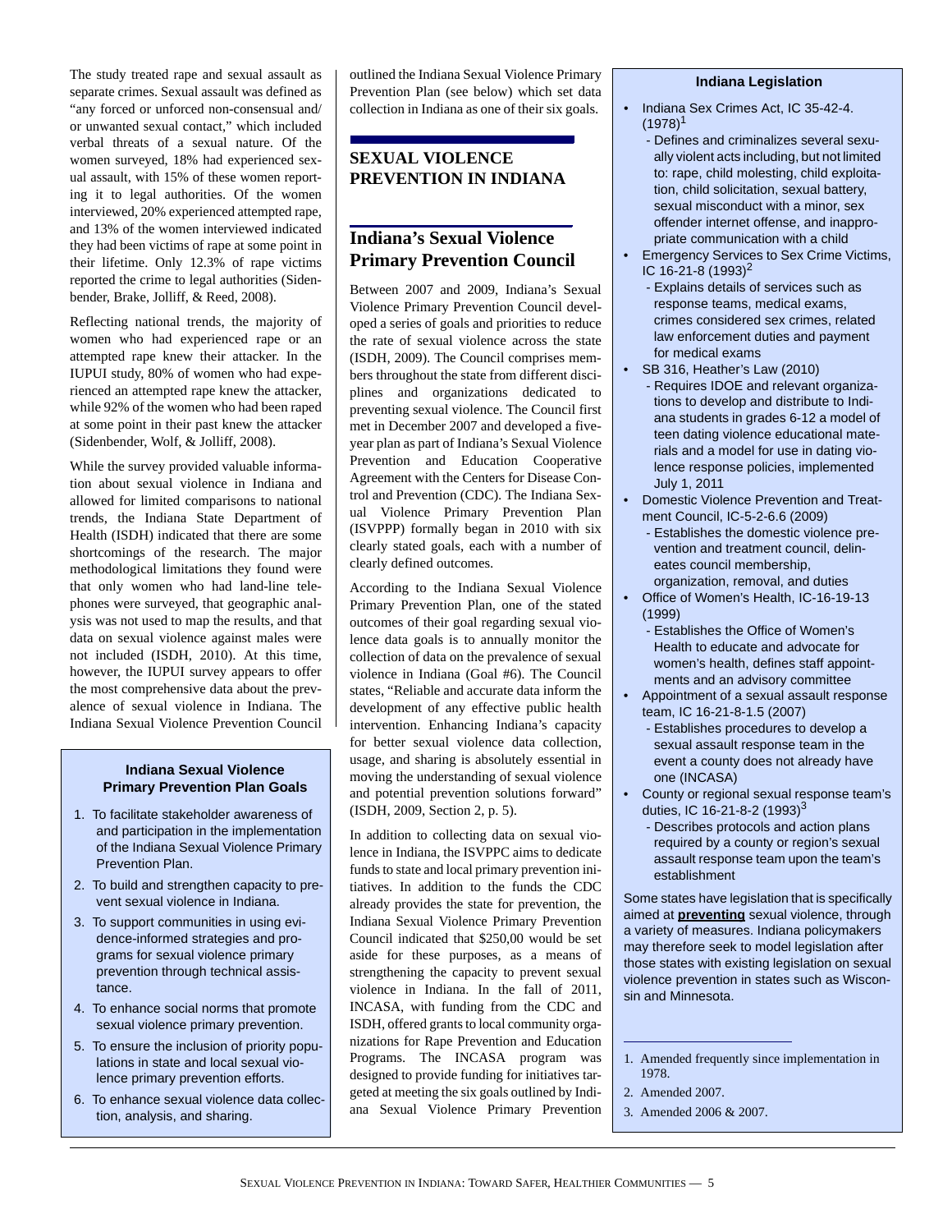The study treated rape and sexual assault as separate crimes. Sexual assault was defined as "any forced or unforced non-consensual and/or unwanted sexual contact," which included verbal threats of a sexual nature. Of the women surveyed, 18% had experienced sexual assault, with 15% of these women reporting it to legal authorities. Of the women interviewed, 20% experienced attempted rape, and 13% of the women interviewed indicated they had been victims of rape at some point in their lifetime. Only 12.3% of rape victims reported the crime to legal authorities (Sidenbender, Brake, Jolliff, & Reed, 2008).

Reflecting national trends, the majority of women who had experienced rape or an attempted rape knew their attacker. In the IUPUI study, 80% of women who had experienced an attempted rape knew the attacker, while 92% of the women who had been raped at some point in their past knew the attacker (Sidenbender, Wolf, & Jolliff, 2008).

While the survey provided valuable information about sexual violence in Indiana and allowed for limited comparisons to national trends, the Indiana State Department of Health (ISDH) indicated that there are some shortcomings of the research. The major methodological limitations they found were that only women who had land-line telephones were surveyed, that geographic analysis was not used to map the results, and that data on sexual violence against males were not included (ISDH, 2010). At this time, however, the IUPUI survey appears to offer the most comprehensive data about the prevalence of sexual violence in Indiana. The Indiana Sexual Violence Prevention Council outlined the Indiana Sexual Violence Primary Prevention Plan (see below) which set data collection in Indiana as one of their six goals.

**Indiana Sexual Violence Primary Prevention Plan Goals**

1. To facilitate stakeholder awareness of and participation in the implementation of the Indiana Sexual Violence Primary Prevention Plan.
2. To build and strengthen capacity to prevent sexual violence in Indiana.
3. To support communities in using evidence-informed strategies and programs for sexual violence primary prevention through technical assistance.
4. To enhance social norms that promote sexual violence primary prevention.
5. To ensure the inclusion of priority populations in state and local sexual violence primary prevention efforts.
6. To enhance sexual violence data collection, analysis, and sharing.

# SEXUAL VIOLENCE PREVENTION IN INDIANA

## Indiana's Sexual Violence Primary Prevention Council

Between 2007 and 2009, Indiana's Sexual Violence Primary Prevention Council developed a series of goals and priorities to reduce the rate of sexual violence across the state (ISDH, 2009). The Council comprises members throughout the state from different disciplines and organizations dedicated to preventing sexual violence. The Council first met in December 2007 and developed a five-year plan as part of Indiana's Sexual Violence Prevention and Education Cooperative Agreement with the Centers for Disease Control and Prevention (CDC). The Indiana Sexual Violence Primary Prevention Plan (ISVPPP) formally began in 2010 with six clearly stated goals, each with a number of clearly defined outcomes.

According to the Indiana Sexual Violence Primary Prevention Plan, one of the stated outcomes of their goal regarding sexual violence data goals is to annually monitor the collection of data on the prevalence of sexual violence in Indiana (Goal #6). The Council states, "Reliable and accurate data inform the development of any effective public health intervention. Enhancing Indiana's capacity for better sexual violence data collection, usage, and sharing is absolutely essential in moving the understanding of sexual violence and potential prevention solutions forward" (ISDH, 2009, Section 2, p. 5).

In addition to collecting data on sexual violence in Indiana, the ISVPPC aims to dedicate funds to state and local primary prevention initiatives. In addition to the funds the CDC already provides the state for prevention, the Indiana Sexual Violence Primary Prevention Council indicated that $250,00 would be set aside for these purposes, as a means of strengthening the capacity to prevent sexual violence in Indiana. In the fall of 2011, INCASA, with funding from the CDC and ISDH, offered grants to local community organizations for Rape Prevention and Education Programs. The INCASA program was designed to provide funding for initiatives targeted at meeting the six goals outlined by Indiana Sexual Violence Primary Prevention

**Indiana Legislation**

- Indiana Sex Crimes Act, IC 35-42-4. (1978)[1]
  - Defines and criminalizes several sexually violent acts including, but not limited to: rape, child molesting, child exploitation, child solicitation, sexual battery, sexual misconduct with a minor, sex offender internet offense, and inappropriate communication with a child
- Emergency Services to Sex Crime Victims, IC 16-21-8 (1993)[2]
  - Explains details of services such as response teams, medical exams, crimes considered sex crimes, related law enforcement duties and payment for medical exams
- SB 316, Heather's Law (2010)
  - Requires IDOE and relevant organizations to develop and distribute to Indiana students in grades 6-12 a model of teen dating violence educational materials and a model for use in dating violence response policies, implemented July 1, 2011
- Domestic Violence Prevention and Treatment Council, IC-5-2-6.6 (2009)
  - Establishes the domestic violence prevention and treatment council, delineates council membership, organization, removal, and duties
- Office of Women's Health, IC-16-19-13 (1999)
  - Establishes the Office of Women's Health to educate and advocate for women's health, defines staff appointments and an advisory committee
- Appointment of a sexual assault response team, IC 16-21-8-1.5 (2007)
  - Establishes procedures to develop a sexual assault response team in the event a county does not already have one (INCASA)
- County or regional sexual response team's duties, IC 16-21-8-2 (1993)[3]
  - Describes protocols and action plans required by a county or region's sexual assault response team upon the team's establishment

Some states have legislation that is specifically aimed at **preventing** sexual violence, through a variety of measures. Indiana policymakers may therefore seek to model legislation after those states with existing legislation on sexual violence prevention in states such as Wisconsin and Minnesota.

1. Amended frequently since implementation in 1978.
2. Amended 2007.
3. Amended 2006 & 2007.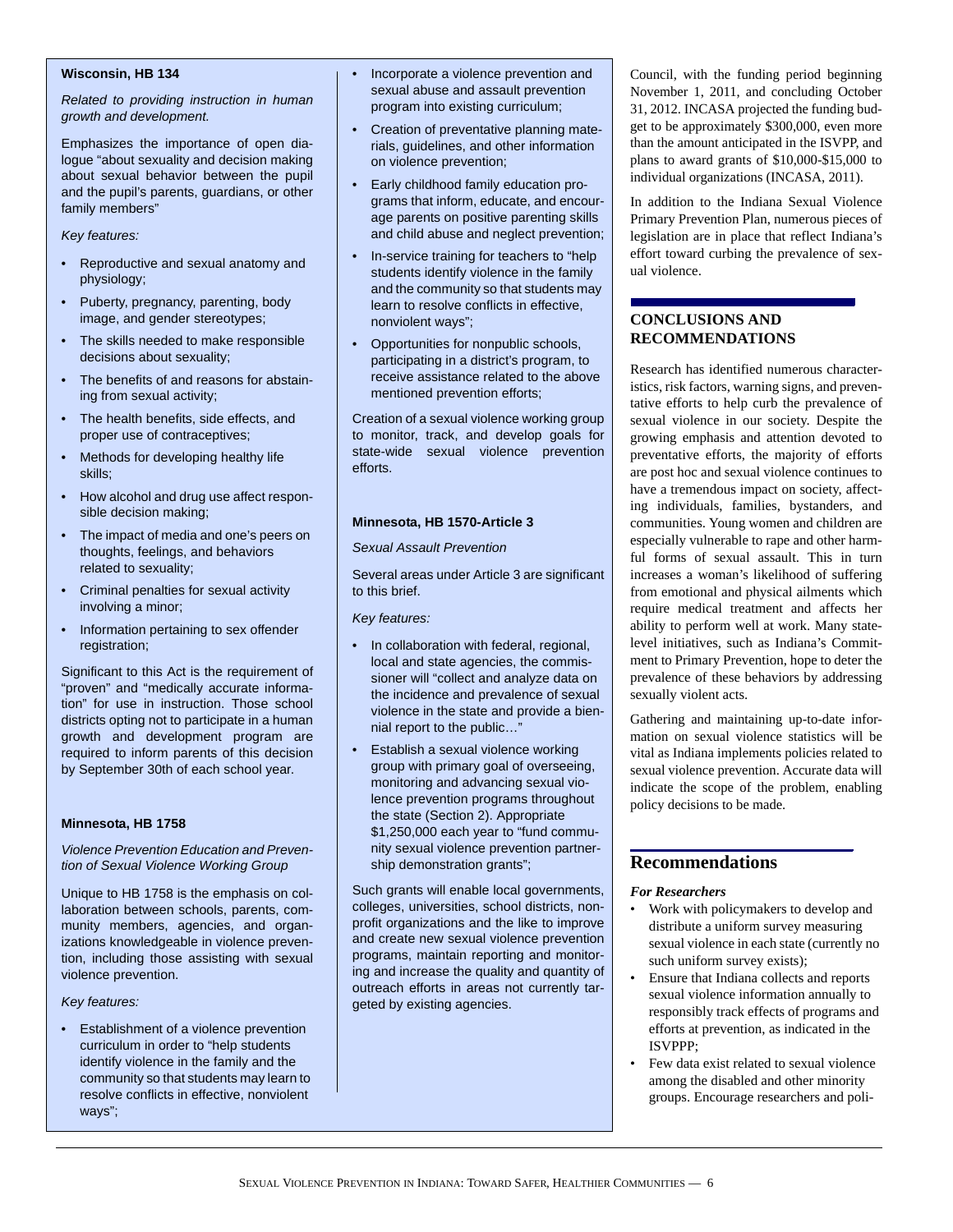**Wisconsin, HB 134**

*Related to providing instruction in human growth and development.*

Emphasizes the importance of open dialogue "about sexuality and decision making about sexual behavior between the pupil and the pupil's parents, guardians, or other family members"

*Key features:*

- Reproductive and sexual anatomy and physiology;
- Puberty, pregnancy, parenting, body image, and gender stereotypes;
- The skills needed to make responsible decisions about sexuality;
- The benefits of and reasons for abstaining from sexual activity;
- The health benefits, side effects, and proper use of contraceptives;
- Methods for developing healthy life skills;
- How alcohol and drug use affect responsible decision making;
- The impact of media and one's peers on thoughts, feelings, and behaviors related to sexuality;
- Criminal penalties for sexual activity involving a minor;
- Information pertaining to sex offender registration;

Significant to this Act is the requirement of "proven" and "medically accurate information" for use in instruction. Those school districts opting not to participate in a human growth and development program are required to inform parents of this decision by September 30th of each school year.

**Minnesota, HB 1758**

*Violence Prevention Education and Prevention of Sexual Violence Working Group*

Unique to HB 1758 is the emphasis on collaboration between schools, parents, community members, agencies, and organizations knowledgeable in violence prevention, including those assisting with sexual violence prevention.

*Key features:*

- Establishment of a violence prevention curriculum in order to "help students identify violence in the family and the community so that students may learn to resolve conflicts in effective, nonviolent ways";
- Incorporate a violence prevention and sexual abuse and assault prevention program into existing curriculum;
- Creation of preventative planning materials, guidelines, and other information on violence prevention;
- Early childhood family education programs that inform, educate, and encourage parents on positive parenting skills and child abuse and neglect prevention;
- In-service training for teachers to "help students identify violence in the family and the community so that students may learn to resolve conflicts in effective, nonviolent ways";
- Opportunities for nonpublic schools, participating in a district's program, to receive assistance related to the above mentioned prevention efforts;

Creation of a sexual violence working group to monitor, track, and develop goals for state-wide sexual violence prevention efforts.

**Minnesota, HB 1570-Article 3**

*Sexual Assault Prevention*

Several areas under Article 3 are significant to this brief.

*Key features:*

- In collaboration with federal, regional, local and state agencies, the commissioner will "collect and analyze data on the incidence and prevalence of sexual violence in the state and provide a biennial report to the public…"
- Establish a sexual violence working group with primary goal of overseeing, monitoring and advancing sexual violence prevention programs throughout the state (Section 2). Appropriate \$1,250,000 each year to "fund community sexual violence prevention partnership demonstration grants";

Such grants will enable local governments, colleges, universities, school districts, nonprofit organizations and the like to improve and create new sexual violence prevention programs, maintain reporting and monitoring and increase the quality and quantity of outreach efforts in areas not currently targeted by existing agencies.

Council, with the funding period beginning November 1, 2011, and concluding October 31, 2012. INCASA projected the funding budget to be approximately \$300,000, even more than the amount anticipated in the ISVPP, and plans to award grants of \$10,000-\$15,000 to individual organizations (INCASA, 2011).

In addition to the Indiana Sexual Violence Primary Prevention Plan, numerous pieces of legislation are in place that reflect Indiana's effort toward curbing the prevalence of sexual violence.

## CONCLUSIONS AND RECOMMENDATIONS

Research has identified numerous characteristics, risk factors, warning signs, and preventative efforts to help curb the prevalence of sexual violence in our society. Despite the growing emphasis and attention devoted to preventative efforts, the majority of efforts are post hoc and sexual violence continues to have a tremendous impact on society, affecting individuals, families, bystanders, and communities. Young women and children are especially vulnerable to rape and other harmful forms of sexual assault. This in turn increases a woman's likelihood of suffering from emotional and physical ailments which require medical treatment and affects her ability to perform well at work. Many state-level initiatives, such as Indiana's Commitment to Primary Prevention, hope to deter the prevalence of these behaviors by addressing sexually violent acts.

Gathering and maintaining up-to-date information on sexual violence statistics will be vital as Indiana implements policies related to sexual violence prevention. Accurate data will indicate the scope of the problem, enabling policy decisions to be made.

## Recommendations

***For Researchers***

- Work with policymakers to develop and distribute a uniform survey measuring sexual violence in each state (currently no such uniform survey exists);
- Ensure that Indiana collects and reports sexual violence information annually to responsibly track effects of programs and efforts at prevention, as indicated in the ISVPPP;
- Few data exist related to sexual violence among the disabled and other minority groups. Encourage researchers and poli-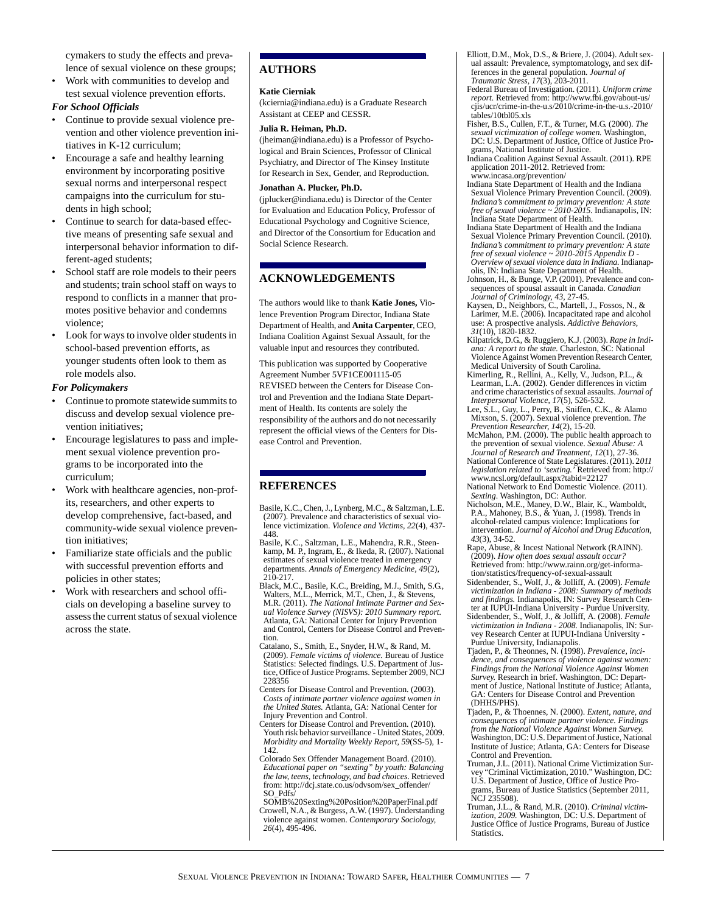cymakers to study the effects and prevalence of sexual violence on these groups;

- Work with communities to develop and test sexual violence prevention efforts.

***For School Officials***

- Continue to provide sexual violence prevention and other violence prevention initiatives in K-12 curriculum;
- Encourage a safe and healthy learning environment by incorporating positive sexual norms and interpersonal respect campaigns into the curriculum for students in high school;
- Continue to search for data-based effective means of presenting safe sexual and interpersonal behavior information to different-aged students;
- School staff are role models to their peers and students; train school staff on ways to respond to conflicts in a manner that promotes positive behavior and condemns violence;
- Look for ways to involve older students in school-based prevention efforts, as younger students often look to them as role models also.

***For Policymakers***

- Continue to promote statewide summits to discuss and develop sexual violence prevention initiatives;
- Encourage legislatures to pass and implement sexual violence prevention programs to be incorporated into the curriculum;
- Work with healthcare agencies, non-profits, researchers, and other experts to develop comprehensive, fact-based, and community-wide sexual violence prevention initiatives;
- Familiarize state officials and the public with successful prevention efforts and policies in other states;
- Work with researchers and school officials on developing a baseline survey to assess the current status of sexual violence across the state.

## AUTHORS

**Katie Cierniak**

(kciernia@indiana.edu) is a Graduate Research Assistant at CEEP and CESSR.

**Julia R. Heiman, Ph.D.**

(jheiman@indiana.edu) is a Professor of Psychological and Brain Sciences, Professor of Clinical Psychiatry, and Director of The Kinsey Institute for Research in Sex, Gender, and Reproduction.

**Jonathan A. Plucker, Ph.D.**

(jplucker@indiana.edu) is Director of the Center for Evaluation and Education Policy, Professor of Educational Psychology and Cognitive Science, and Director of the Consortium for Education and Social Science Research.

## ACKNOWLEDGEMENTS

The authors would like to thank **Katie Jones,** Violence Prevention Program Director, Indiana State Department of Health, and **Anita Carpenter**, CEO, Indiana Coalition Against Sexual Assault, for the valuable input and resources they contributed.

This publication was supported by Cooperative Agreement Number 5VF1CE001115-05 REVISED between the Centers for Disease Control and Prevention and the Indiana State Department of Health. Its contents are solely the responsibility of the authors and do not necessarily represent the official views of the Centers for Disease Control and Prevention.

## REFERENCES

Basile, K.C., Chen, J., Lynberg, M.C., & Saltzman, L.E. (2007). Prevalence and characteristics of sexual violence victimization. *Violence and Victims, 22*(4), 437-448.

Basile, K.C., Saltzman, L.E., Mahendra, R.R., Steenkamp, M. P., Ingram, E., & Ikeda, R. (2007). National estimates of sexual violence treated in emergency departments. *Annals of Emergency Medicine, 49*(2), 210-217.

Black, M.C., Basile, K.C., Breiding, M.J., Smith, S.G., Walters, M.L., Merrick, M.T., Chen, J., & Stevens, M.R. (2011). *The National Intimate Partner and Sexual Violence Survey (NISVS): 2010 Summary report.* Atlanta, GA: National Center for Injury Prevention and Control, Centers for Disease Control and Prevention.

Catalano, S., Smith, E., Snyder, H.W., & Rand, M. (2009). *Female victims of violence.* Bureau of Justice Statistics: Selected findings. U.S. Department of Justice, Office of Justice Programs. September 2009, NCJ 228356

Centers for Disease Control and Prevention. (2003). *Costs of intimate partner violence against women in the United States.* Atlanta, GA: National Center for Injury Prevention and Control.

Centers for Disease Control and Prevention. (2010). Youth risk behavior surveillance - United States, 2009. *Morbidity and Mortality Weekly Report, 59*(SS-5), 1-142.

Colorado Sex Offender Management Board. (2010). *Educational paper on "sexting" by youth: Balancing the law, teens, technology, and bad choices.* Retrieved from: http://dcj.state.co.us/odvsom/sex_offender/SO_Pdfs/SOMB%20Sexting%20Position%20PaperFinal.pdf

Crowell, N.A., & Burgess, A.W. (1997). Understanding violence against women. *Contemporary Sociology, 26*(4), 495-496.

Elliott, D.M., Mok, D.S., & Briere, J. (2004). Adult sexual assault: Prevalence, symptomatology, and sex differences in the general population. *Journal of Traumatic Stress, 17*(3), 203-2011.

Federal Bureau of Investigation. (2011). *Uniform crime report.* Retrieved from: http://www.fbi.gov/about-us/cjis/ucr/crime-in-the-u.s/2010/crime-in-the-u.s.-2010/tables/10tbl05.xls

Fisher, B.S., Cullen, F.T., & Turner, M.G. (2000). *The sexual victimization of college women.* Washington, DC: U.S. Department of Justice, Office of Justice Programs, National Institute of Justice.

Indiana Coalition Against Sexual Assault. (2011). RPE application 2011-2012. Retrieved from: www.incasa.org/prevention/

Indiana State Department of Health and the Indiana Sexual Violence Primary Prevention Council. (2009). *Indiana's commitment to primary prevention: A state free of sexual violence ~ 2010-2015.* Indianapolis, IN: Indiana State Department of Health.

Indiana State Department of Health and the Indiana Sexual Violence Primary Prevention Council. (2010). *Indiana's commitment to primary prevention: A state free of sexual violence ~ 2010-2015 Appendix D - Overview of sexual violence data in Indiana.* Indianapolis, IN: Indiana State Department of Health.

Johnson, H., & Bunge, V.P. (2001). Prevalence and consequences of spousal assault in Canada. *Canadian Journal of Criminology, 43*, 27-45.

Kaysen, D., Neighbors, C., Martell, J., Fossos, N., & Larimer, M.E. (2006). Incapacitated rape and alcohol use: A prospective analysis. *Addictive Behaviors, 31*(10), 1820-1832.

Kilpatrick, D.G., & Ruggiero, K.J. (2003). *Rape in Indiana: A report to the state.* Charleston, SC: National Violence Against Women Prevention Research Center, Medical University of South Carolina.

Kimerling, R., Rellini, A., Kelly, V., Judson, P.L., & Learman, L.A. (2002). Gender differences in victim and crime characteristics of sexual assaults. *Journal of Interpersonal Violence, 17*(5), 526-532.

Lee, S.L., Guy, L., Perry, B., Sniffen, C.K., & Alamo Mixson, S. (2007). Sexual violence prevention. *The Prevention Researcher, 14*(2), 15-20.

McMahon, P.M. (2000). The public health approach to the prevention of sexual violence. *Sexual Abuse: A Journal of Research and Treatment, 12*(1), 27-36.

National Conference of State Legislatures. (2011). *2011 legislation related to 'sexting.'* Retrieved from: http://www.ncsl.org/default.aspx?tabid=22127

National Network to End Domestic Violence. (2011). *Sexting.* Washington, DC: Author.

Nicholson, M.E., Maney, D.W., Blair, K., Wamboldt, P.A., Mahoney, B.S., & Yuan, J. (1998). Trends in alcohol-related campus violence: Implications for intervention. *Journal of Alcohol and Drug Education, 43*(3), 34-52.

Rape, Abuse, & Incest National Network (RAINN). (2009). *How often does sexual assault occur?* Retrieved from: http://www.rainn.org/get-information/statistics/frequency-of-sexual-assault

Sidenbender, S., Wolf, J., & Jolliff, A. (2009). *Female victimization in Indiana - 2008: Summary of methods and findings.* Indianapolis, IN: Survey Research Center at IUPUI-Indiana University - Purdue University.

Sidenbender, S., Wolf, J., & Jolliff, A. (2008). *Female victimization in Indiana - 2008.* Indianapolis, IN: Survey Research Center at IUPUI-Indiana University - Purdue University, Indianapolis.

Tjaden, P., & Theonnes, N. (1998). *Prevalence, incidence, and consequences of violence against women: Findings from the National Violence Against Women Survey.* Research in brief. Washington, DC: Department of Justice, National Institute of Justice; Atlanta, GA: Centers for Disease Control and Prevention (DHHS/PHS).

Tjaden, P., & Thoennes, N. (2000). *Extent, nature, and consequences of intimate partner violence. Findings from the National Violence Against Women Survey.* Washington, DC: U.S. Department of Justice, National Institute of Justice; Atlanta, GA: Centers for Disease Control and Prevention.

Truman, J.L. (2011). National Crime Victimization Survey "Criminal Victimization, 2010." Washington, DC: U.S. Department of Justice, Office of Justice Programs, Bureau of Justice Statistics (September 2011, NCJ 235508).

Truman, J.L., & Rand, M.R. (2010). *Criminal victimization, 2009.* Washington, DC: U.S. Department of Justice Office of Justice Programs, Bureau of Justice Statistics.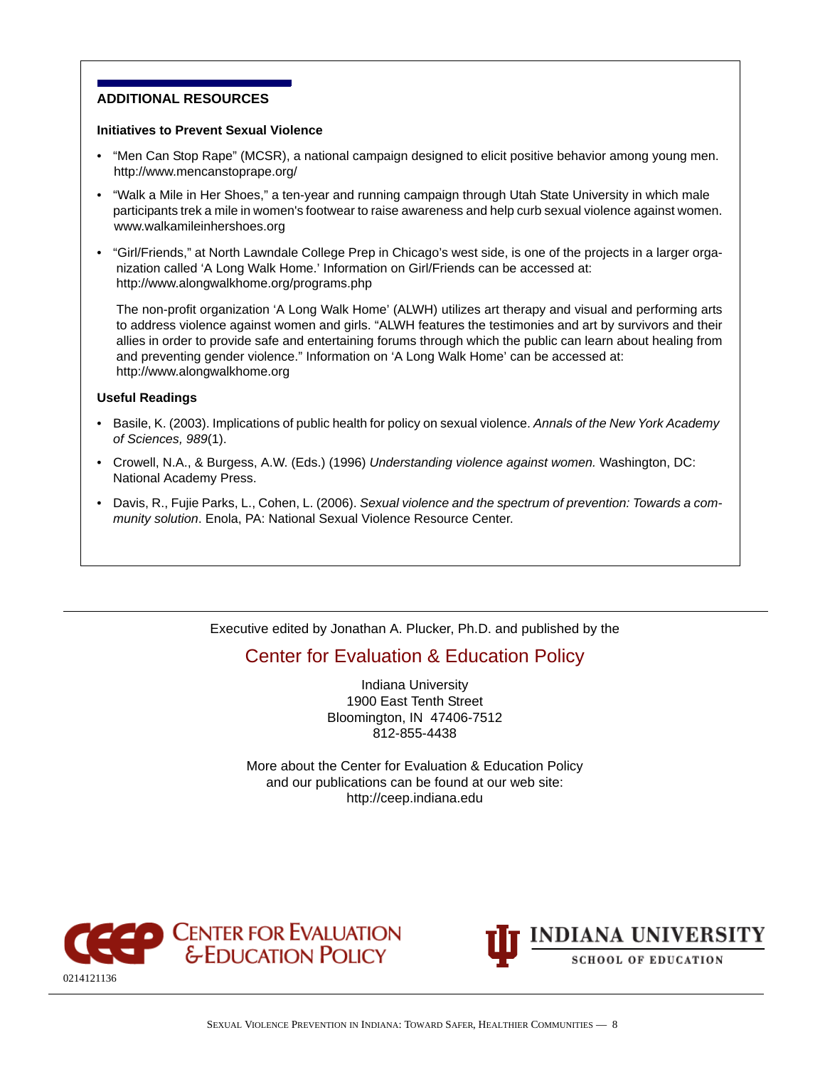## ADDITIONAL RESOURCES

### Initiatives to Prevent Sexual Violence

- "Men Can Stop Rape" (MCSR), a national campaign designed to elicit positive behavior among young men. http://www.mencanstoprape.org/
- "Walk a Mile in Her Shoes," a ten-year and running campaign through Utah State University in which male participants trek a mile in women's footwear to raise awareness and help curb sexual violence against women. www.walkamileinhershoes.org
- "Girl/Friends," at North Lawndale College Prep in Chicago's west side, is one of the projects in a larger organization called 'A Long Walk Home.' Information on Girl/Friends can be accessed at: http://www.alongwalkhome.org/programs.php

  The non-profit organization 'A Long Walk Home' (ALWH) utilizes art therapy and visual and performing arts to address violence against women and girls. "ALWH features the testimonies and art by survivors and their allies in order to provide safe and entertaining forums through which the public can learn about healing from and preventing gender violence." Information on 'A Long Walk Home' can be accessed at: http://www.alongwalkhome.org

### Useful Readings

- Basile, K. (2003). Implications of public health for policy on sexual violence. *Annals of the New York Academy of Sciences, 989*(1).
- Crowell, N.A., & Burgess, A.W. (Eds.) (1996) *Understanding violence against women.* Washington, DC: National Academy Press.
- Davis, R., Fujie Parks, L., Cohen, L. (2006). *Sexual violence and the spectrum of prevention: Towards a community solution*. Enola, PA: National Sexual Violence Resource Center.

---

Executive edited by Jonathan A. Plucker, Ph.D. and published by the

Center for Evaluation & Education Policy

Indiana University
1900 East Tenth Street
Bloomington, IN 47406-7512
812-855-4438

More about the Center for Evaluation & Education Policy
and our publications can be found at our web site:
http://ceep.indiana.edu

CEEP CENTER FOR EVALUATION & EDUCATION POLICY

INDIANA UNIVERSITY
SCHOOL OF EDUCATION

0214121136